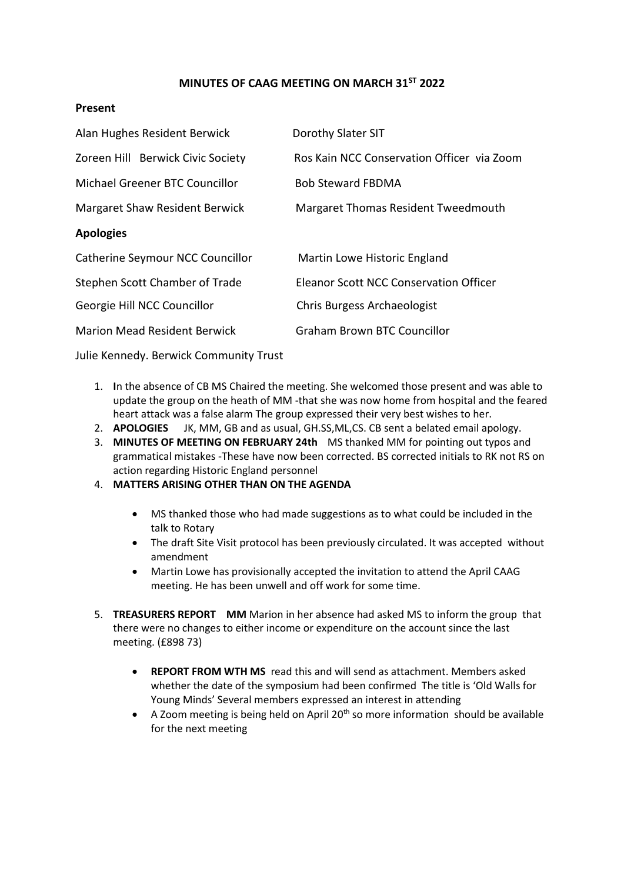# MINUTES OF CAAG MEETING ON MARCH 31ST 2022

## Present

| | |
|---|---|
| Alan Hughes Resident Berwick | Dorothy Slater SIT |
| Zoreen Hill Berwick Civic Society | Ros Kain NCC Conservation Officer via Zoom |
| Michael Greener BTC Councillor | Bob Steward FBDMA |
| Margaret Shaw Resident Berwick | Margaret Thomas Resident Tweedmouth |

## Apologies

| | |
|---|---|
| Catherine Seymour NCC Councillor | Martin Lowe Historic England |
| Stephen Scott Chamber of Trade | Eleanor Scott NCC Conservation Officer |
| Georgie Hill NCC Councillor | Chris Burgess Archaeologist |
| Marion Mead Resident Berwick | Graham Brown BTC Councillor |

Julie Kennedy. Berwick Community Trust

1. **I**n the absence of CB MS Chaired the meeting. She welcomed those present and was able to update the group on the heath of MM -that she was now home from hospital and the feared heart attack was a false alarm The group expressed their very best wishes to her.
2. **APOLOGIES** JK, MM, GB and as usual, GH.SS,ML,CS. CB sent a belated email apology.
3. **MINUTES OF MEETING ON FEBRUARY 24th** MS thanked MM for pointing out typos and grammatical mistakes -These have now been corrected. BS corrected initials to RK not RS on action regarding Historic England personnel
4. **MATTERS ARISING OTHER THAN ON THE AGENDA**
   - MS thanked those who had made suggestions as to what could be included in the talk to Rotary
   - The draft Site Visit protocol has been previously circulated. It was accepted without amendment
   - Martin Lowe has provisionally accepted the invitation to attend the April CAAG meeting. He has been unwell and off work for some time.
5. **TREASURERS REPORT MM** Marion in her absence had asked MS to inform the group that there were no changes to either income or expenditure on the account since the last meeting. (£898 73)
   - **REPORT FROM WTH MS** read this and will send as attachment. Members asked whether the date of the symposium had been confirmed The title is 'Old Walls for Young Minds' Several members expressed an interest in attending
   - A Zoom meeting is being held on April 20th so more information should be available for the next meeting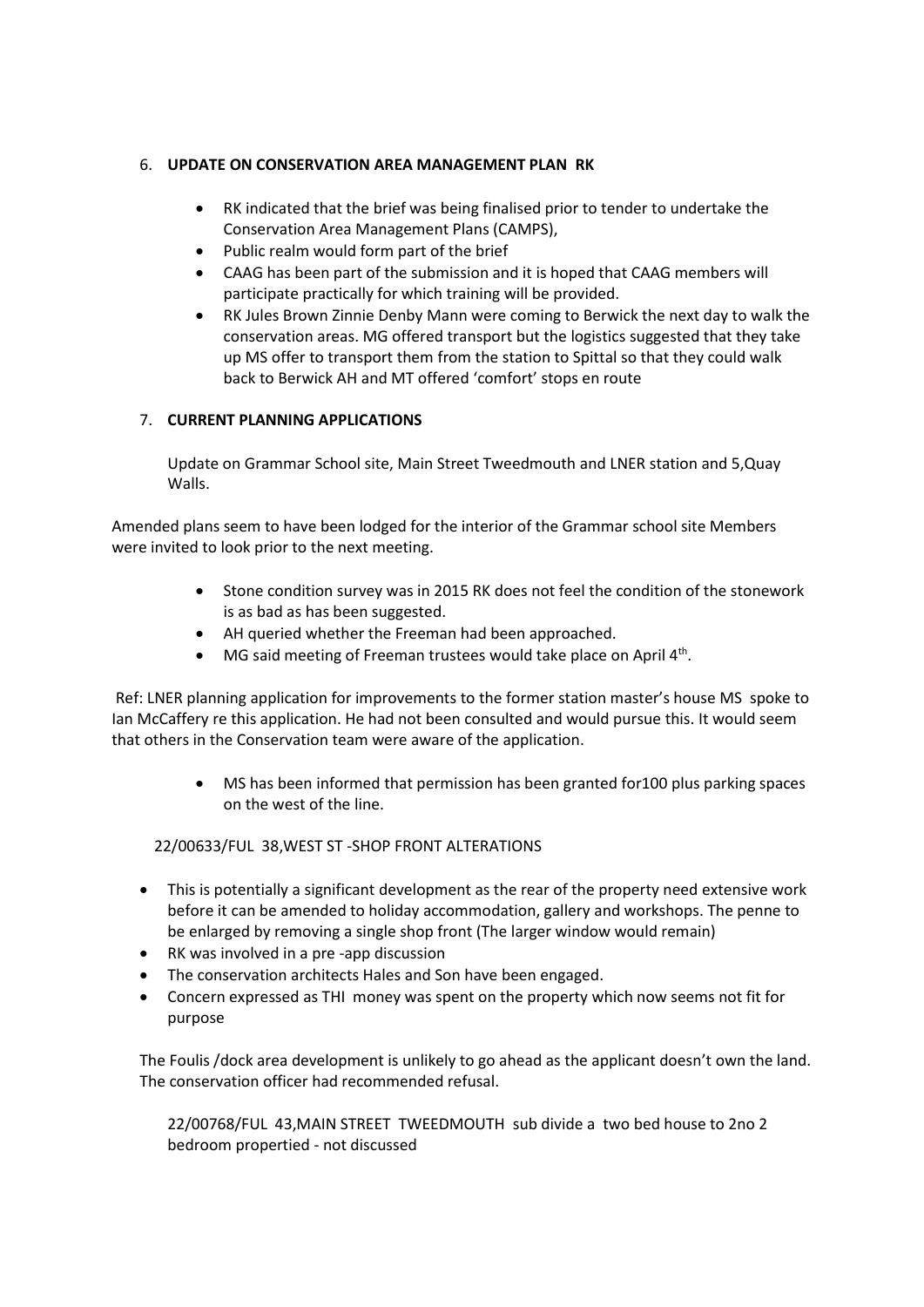6. **UPDATE ON CONSERVATION AREA MANAGEMENT PLAN RK**

    - RK indicated that the brief was being finalised prior to tender to undertake the Conservation Area Management Plans (CAMPS),
    - Public realm would form part of the brief
    - CAAG has been part of the submission and it is hoped that CAAG members will participate practically for which training will be provided.
    - RK Jules Brown Zinnie Denby Mann were coming to Berwick the next day to walk the conservation areas. MG offered transport but the logistics suggested that they take up MS offer to transport them from the station to Spittal so that they could walk back to Berwick AH and MT offered 'comfort' stops en route

7. **CURRENT PLANNING APPLICATIONS**

    Update on Grammar School site, Main Street Tweedmouth and LNER station and 5,Quay Walls.

Amended plans seem to have been lodged for the interior of the Grammar school site Members were invited to look prior to the next meeting.

- Stone condition survey was in 2015 RK does not feel the condition of the stonework is as bad as has been suggested.
- AH queried whether the Freeman had been approached.
- MG said meeting of Freeman trustees would take place on April 4th.

Ref: LNER planning application for improvements to the former station master's house MS spoke to Ian McCaffery re this application. He had not been consulted and would pursue this. It would seem that others in the Conservation team were aware of the application.

- MS has been informed that permission has been granted for100 plus parking spaces on the west of the line.

22/00633/FUL 38,WEST ST -SHOP FRONT ALTERATIONS

- This is potentially a significant development as the rear of the property need extensive work before it can be amended to holiday accommodation, gallery and workshops. The penne to be enlarged by removing a single shop front (The larger window would remain)
- RK was involved in a pre -app discussion
- The conservation architects Hales and Son have been engaged.
- Concern expressed as THI money was spent on the property which now seems not fit for purpose

The Foulis /dock area development is unlikely to go ahead as the applicant doesn't own the land. The conservation officer had recommended refusal.

22/00768/FUL 43,MAIN STREET TWEEDMOUTH sub divide a two bed house to 2no 2 bedroom propertied - not discussed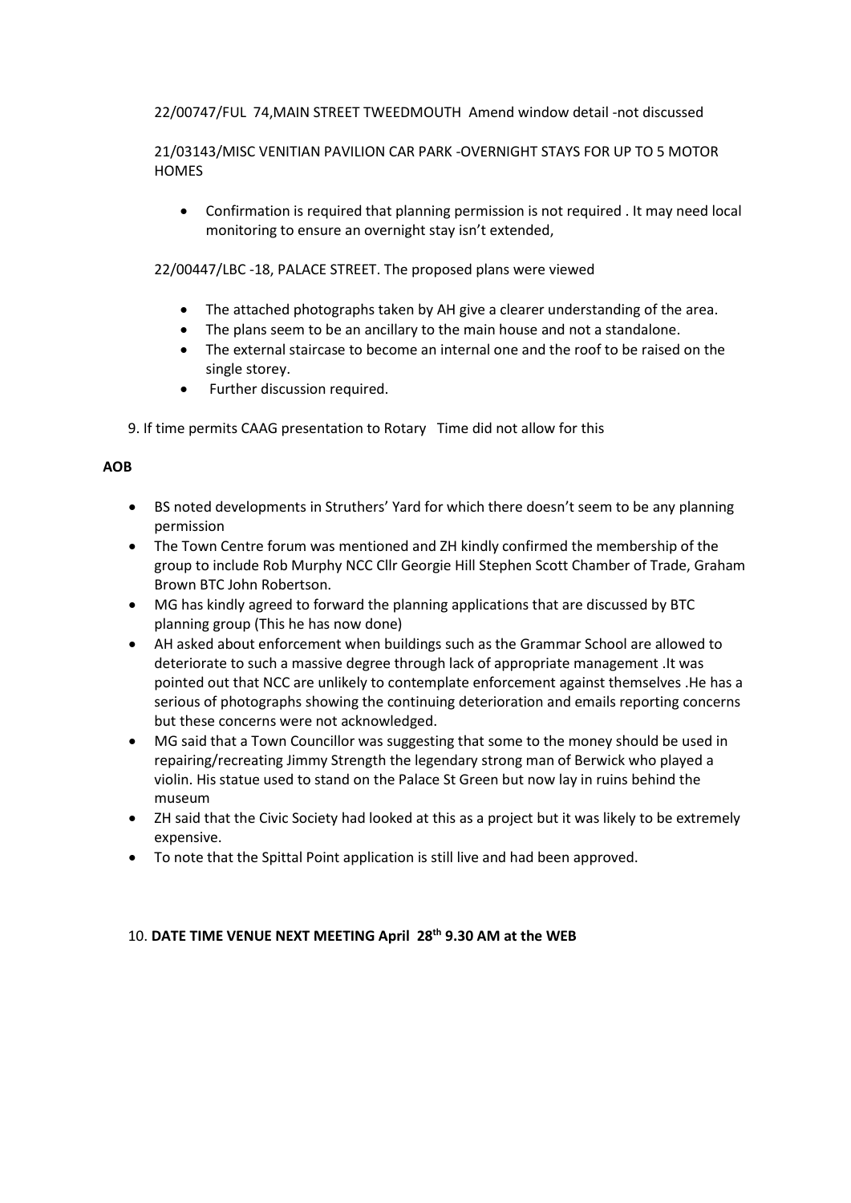22/00747/FUL 74,MAIN STREET TWEEDMOUTH Amend window detail -not discussed

21/03143/MISC VENITIAN PAVILION CAR PARK -OVERNIGHT STAYS FOR UP TO 5 MOTOR HOMES

- Confirmation is required that planning permission is not required . It may need local monitoring to ensure an overnight stay isn't extended,

22/00447/LBC -18, PALACE STREET. The proposed plans were viewed

- The attached photographs taken by AH give a clearer understanding of the area.
- The plans seem to be an ancillary to the main house and not a standalone.
- The external staircase to become an internal one and the roof to be raised on the single storey.
- Further discussion required.

9. If time permits CAAG presentation to Rotary Time did not allow for this

**AOB**

- BS noted developments in Struthers' Yard for which there doesn't seem to be any planning permission
- The Town Centre forum was mentioned and ZH kindly confirmed the membership of the group to include Rob Murphy NCC Cllr Georgie Hill Stephen Scott Chamber of Trade, Graham Brown BTC John Robertson.
- MG has kindly agreed to forward the planning applications that are discussed by BTC planning group (This he has now done)
- AH asked about enforcement when buildings such as the Grammar School are allowed to deteriorate to such a massive degree through lack of appropriate management .It was pointed out that NCC are unlikely to contemplate enforcement against themselves .He has a serious of photographs showing the continuing deterioration and emails reporting concerns but these concerns were not acknowledged.
- MG said that a Town Councillor was suggesting that some to the money should be used in repairing/recreating Jimmy Strength the legendary strong man of Berwick who played a violin. His statue used to stand on the Palace St Green but now lay in ruins behind the museum
- ZH said that the Civic Society had looked at this as a project but it was likely to be extremely expensive.
- To note that the Spittal Point application is still live and had been approved.

10. **DATE TIME VENUE NEXT MEETING April 28th 9.30 AM at the WEB**